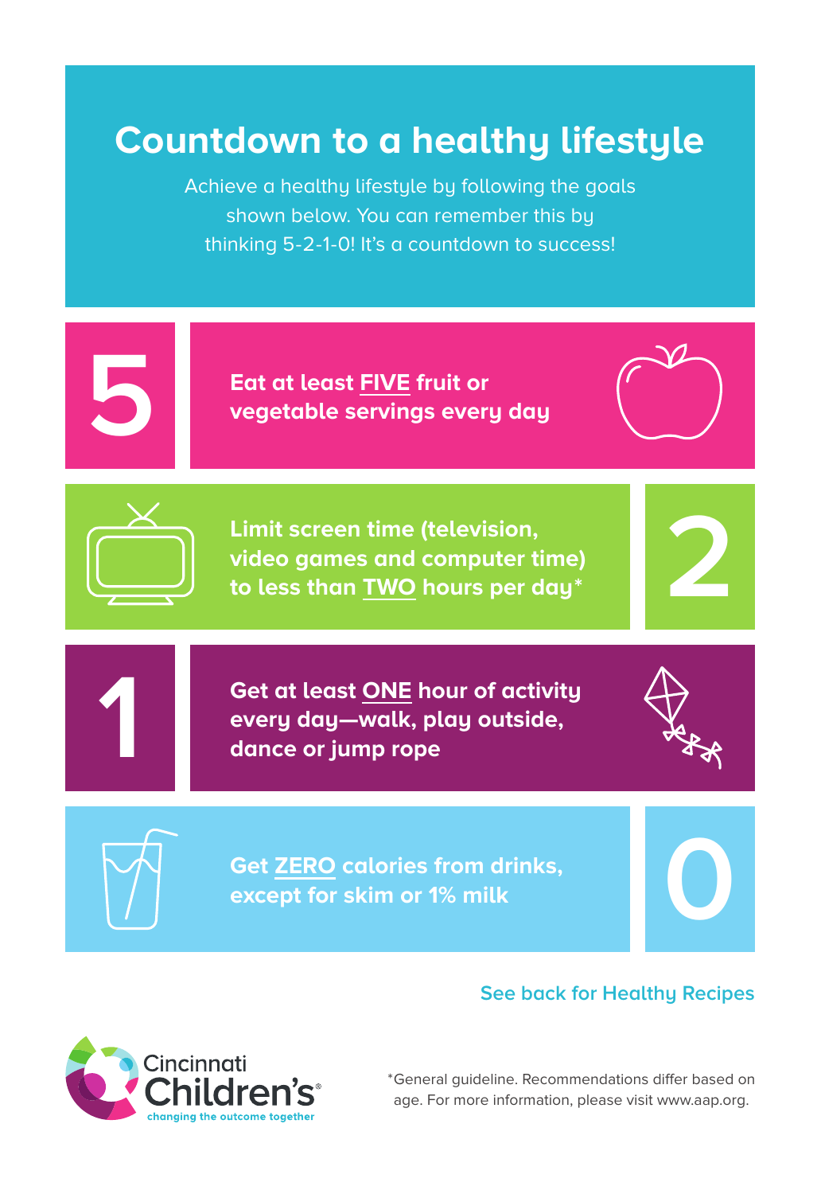# Countdown to a healthy lifestyle

Achieve a healthy lifestyle by following the goals shown below. You can remember this by thinking 5-2-1-0! It's a countdown to success!

## 5

**Eat at least FIVE fruit or vegetable servings every day**

## 2

**Limit screen time (television, video games and computer time) to less than TWO hours per day***

## 1

**Get at least ONE hour of activity every day—walk, play outside, dance or jump rope**

## 0

**Get ZERO calories from drinks, except for skim or 1% milk**

See back for Healthy Recipes

Cincinnati Children's
changing the outcome together

*General guideline. Recommendations differ based on age. For more information, please visit www.aap.org.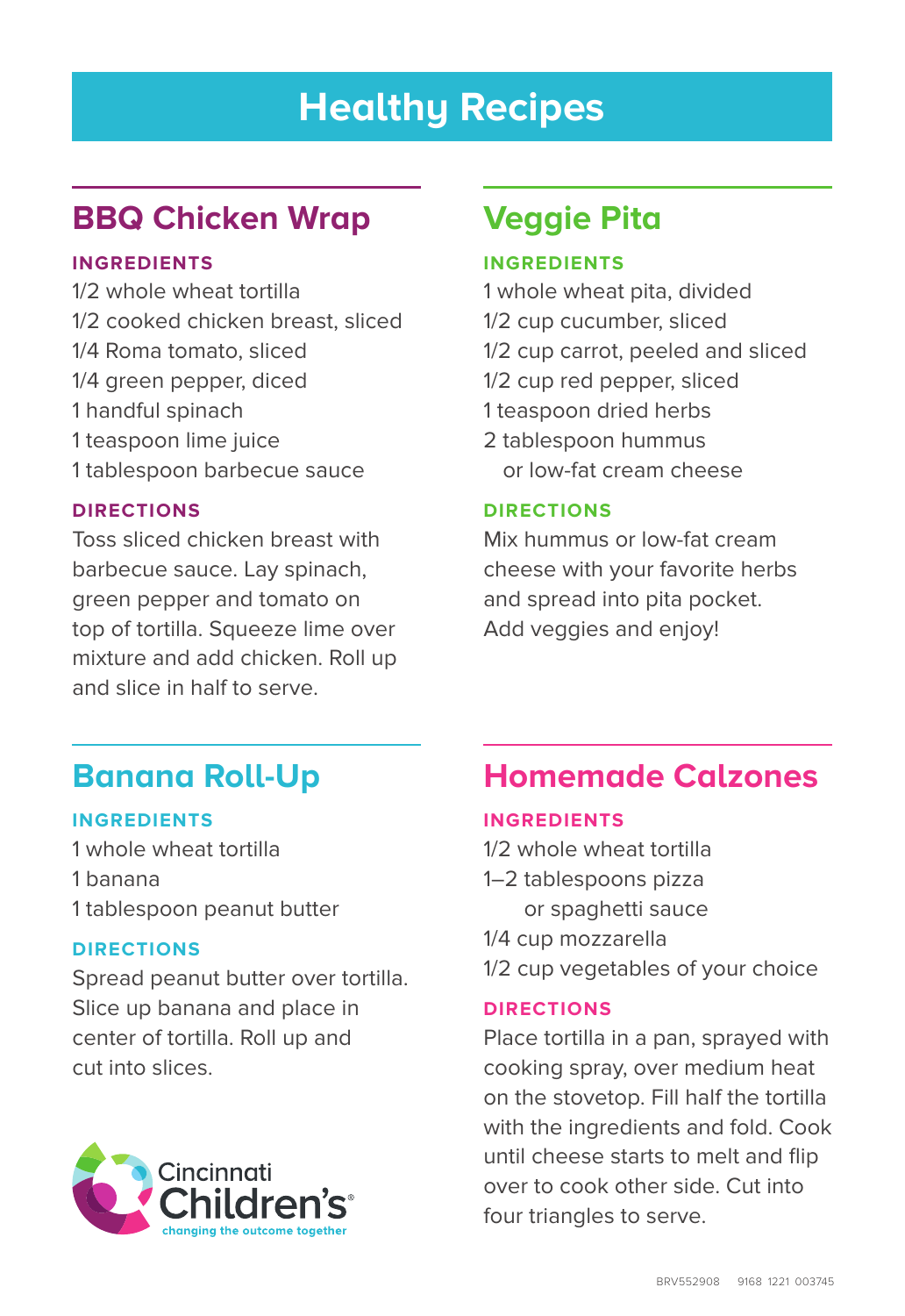# Healthy Recipes

## BBQ Chicken Wrap

### INGREDIENTS

1/2 whole wheat tortilla
1/2 cooked chicken breast, sliced
1/4 Roma tomato, sliced
1/4 green pepper, diced
1 handful spinach
1 teaspoon lime juice
1 tablespoon barbecue sauce

### DIRECTIONS

Toss sliced chicken breast with barbecue sauce. Lay spinach, green pepper and tomato on top of tortilla. Squeeze lime over mixture and add chicken. Roll up and slice in half to serve.

## Veggie Pita

### INGREDIENTS

1 whole wheat pita, divided
1/2 cup cucumber, sliced
1/2 cup carrot, peeled and sliced
1/2 cup red pepper, sliced
1 teaspoon dried herbs
2 tablespoon hummus
or low-fat cream cheese

### DIRECTIONS

Mix hummus or low-fat cream cheese with your favorite herbs and spread into pita pocket. Add veggies and enjoy!

## Banana Roll-Up

### INGREDIENTS

1 whole wheat tortilla
1 banana
1 tablespoon peanut butter

### DIRECTIONS

Spread peanut butter over tortilla. Slice up banana and place in center of tortilla. Roll up and cut into slices.

## Homemade Calzones

### INGREDIENTS

1/2 whole wheat tortilla
1–2 tablespoons pizza
or spaghetti sauce
1/4 cup mozzarella
1/2 cup vegetables of your choice

### DIRECTIONS

Place tortilla in a pan, sprayed with cooking spray, over medium heat on the stovetop. Fill half the tortilla with the ingredients and fold. Cook until cheese starts to melt and flip over to cook other side. Cut into four triangles to serve.

Cincinnati Children's®
changing the outcome together

BRV552908 9168 1221 003745